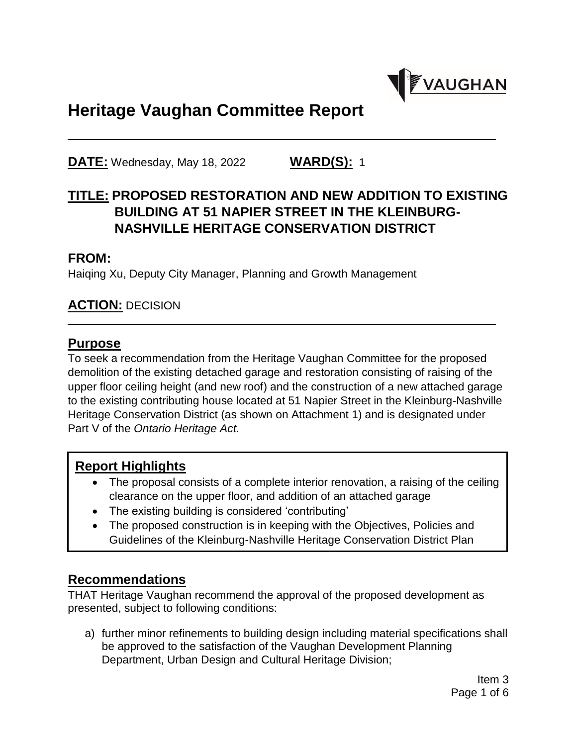# Heritage Vaughan Committee Report

**DATE:** Wednesday, May 18, 2022 **WARD(S):** 1

## TITLE: PROPOSED RESTORATION AND NEW ADDITION TO EXISTING BUILDING AT 51 NAPIER STREET IN THE KLEINBURG-NASHVILLE HERITAGE CONSERVATION DISTRICT

## FROM:

Haiqing Xu, Deputy City Manager, Planning and Growth Management

## ACTION: DECISION

## Purpose

To seek a recommendation from the Heritage Vaughan Committee for the proposed demolition of the existing detached garage and restoration consisting of raising of the upper floor ceiling height (and new roof) and the construction of a new attached garage to the existing contributing house located at 51 Napier Street in the Kleinburg-Nashville Heritage Conservation District (as shown on Attachment 1) and is designated under Part V of the *Ontario Heritage Act.*

## Report Highlights

- The proposal consists of a complete interior renovation, a raising of the ceiling clearance on the upper floor, and addition of an attached garage
- The existing building is considered 'contributing'
- The proposed construction is in keeping with the Objectives, Policies and Guidelines of the Kleinburg-Nashville Heritage Conservation District Plan

## Recommendations

THAT Heritage Vaughan recommend the approval of the proposed development as presented, subject to following conditions:

a) further minor refinements to building design including material specifications shall be approved to the satisfaction of the Vaughan Development Planning Department, Urban Design and Cultural Heritage Division;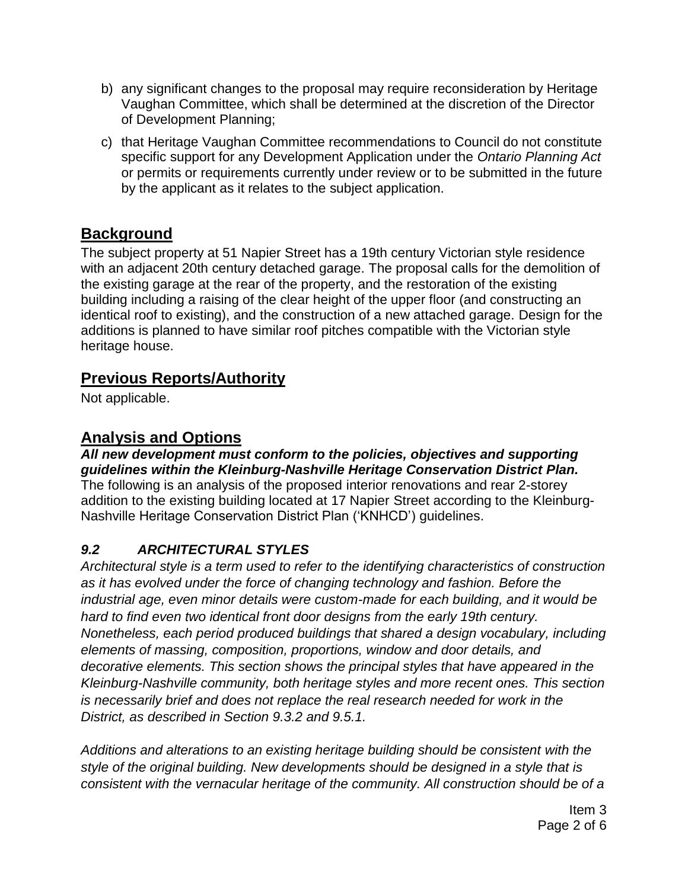b) any significant changes to the proposal may require reconsideration by Heritage Vaughan Committee, which shall be determined at the discretion of the Director of Development Planning;

c) that Heritage Vaughan Committee recommendations to Council do not constitute specific support for any Development Application under the *Ontario Planning Act* or permits or requirements currently under review or to be submitted in the future by the applicant as it relates to the subject application.

## Background

The subject property at 51 Napier Street has a 19th century Victorian style residence with an adjacent 20th century detached garage. The proposal calls for the demolition of the existing garage at the rear of the property, and the restoration of the existing building including a raising of the clear height of the upper floor (and constructing an identical roof to existing), and the construction of a new attached garage. Design for the additions is planned to have similar roof pitches compatible with the Victorian style heritage house.

## Previous Reports/Authority

Not applicable.

## Analysis and Options

***All new development must conform to the policies, objectives and supporting guidelines within the Kleinburg-Nashville Heritage Conservation District Plan.***

The following is an analysis of the proposed interior renovations and rear 2-storey addition to the existing building located at 17 Napier Street according to the Kleinburg-Nashville Heritage Conservation District Plan ('KNHCD') guidelines.

### *9.2 ARCHITECTURAL STYLES*

*Architectural style is a term used to refer to the identifying characteristics of construction as it has evolved under the force of changing technology and fashion. Before the industrial age, even minor details were custom-made for each building, and it would be hard to find even two identical front door designs from the early 19th century. Nonetheless, each period produced buildings that shared a design vocabulary, including elements of massing, composition, proportions, window and door details, and decorative elements. This section shows the principal styles that have appeared in the Kleinburg-Nashville community, both heritage styles and more recent ones. This section is necessarily brief and does not replace the real research needed for work in the District, as described in Section 9.3.2 and 9.5.1.*

*Additions and alterations to an existing heritage building should be consistent with the style of the original building. New developments should be designed in a style that is consistent with the vernacular heritage of the community. All construction should be of a*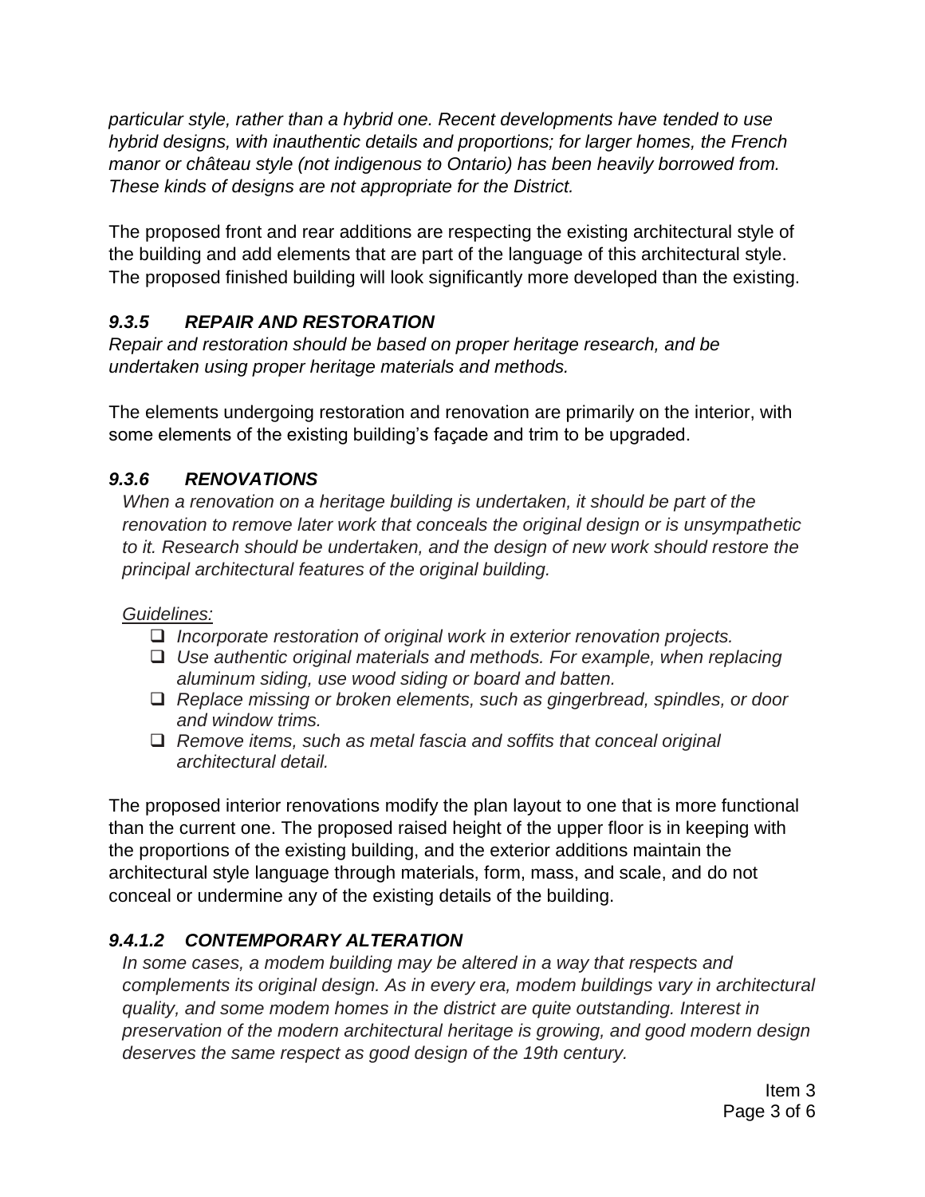*particular style, rather than a hybrid one. Recent developments have tended to use hybrid designs, with inauthentic details and proportions; for larger homes, the French manor or château style (not indigenous to Ontario) has been heavily borrowed from. These kinds of designs are not appropriate for the District.*

The proposed front and rear additions are respecting the existing architectural style of the building and add elements that are part of the language of this architectural style. The proposed finished building will look significantly more developed than the existing.

### *9.3.5 REPAIR AND RESTORATION*

*Repair and restoration should be based on proper heritage research, and be undertaken using proper heritage materials and methods.*

The elements undergoing restoration and renovation are primarily on the interior, with some elements of the existing building's façade and trim to be upgraded.

### *9.3.6 RENOVATIONS*

*When a renovation on a heritage building is undertaken, it should be part of the renovation to remove later work that conceals the original design or is unsympathetic to it. Research should be undertaken, and the design of new work should restore the principal architectural features of the original building.*

*Guidelines:*

- ❑ *Incorporate restoration of original work in exterior renovation projects.*
- ❑ *Use authentic original materials and methods. For example, when replacing aluminum siding, use wood siding or board and batten.*
- ❑ *Replace missing or broken elements, such as gingerbread, spindles, or door and window trims.*
- ❑ *Remove items, such as metal fascia and soffits that conceal original architectural detail.*

The proposed interior renovations modify the plan layout to one that is more functional than the current one. The proposed raised height of the upper floor is in keeping with the proportions of the existing building, and the exterior additions maintain the architectural style language through materials, form, mass, and scale, and do not conceal or undermine any of the existing details of the building.

### *9.4.1.2 CONTEMPORARY ALTERATION*

*In some cases, a modem building may be altered in a way that respects and complements its original design. As in every era, modem buildings vary in architectural quality, and some modem homes in the district are quite outstanding. Interest in preservation of the modern architectural heritage is growing, and good modern design deserves the same respect as good design of the 19th century.*

Item 3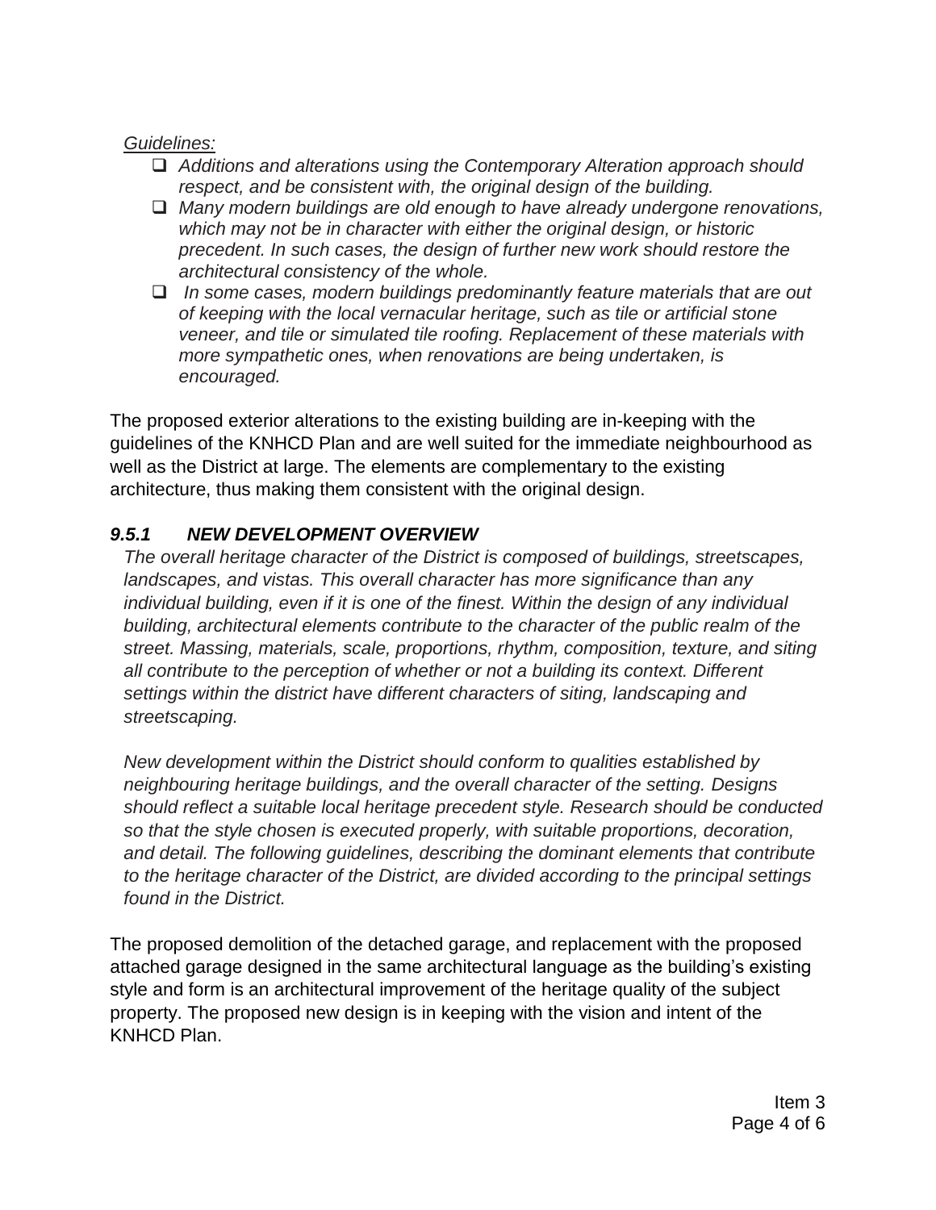*Guidelines:*

- *Additions and alterations using the Contemporary Alteration approach should respect, and be consistent with, the original design of the building.*
- *Many modern buildings are old enough to have already undergone renovations, which may not be in character with either the original design, or historic precedent. In such cases, the design of further new work should restore the architectural consistency of the whole.*
- *In some cases, modern buildings predominantly feature materials that are out of keeping with the local vernacular heritage, such as tile or artificial stone veneer, and tile or simulated tile roofing. Replacement of these materials with more sympathetic ones, when renovations are being undertaken, is encouraged.*

The proposed exterior alterations to the existing building are in-keeping with the guidelines of the KNHCD Plan and are well suited for the immediate neighbourhood as well as the District at large. The elements are complementary to the existing architecture, thus making them consistent with the original design.

### *9.5.1 NEW DEVELOPMENT OVERVIEW*

*The overall heritage character of the District is composed of buildings, streetscapes, landscapes, and vistas. This overall character has more significance than any individual building, even if it is one of the finest. Within the design of any individual building, architectural elements contribute to the character of the public realm of the street. Massing, materials, scale, proportions, rhythm, composition, texture, and siting all contribute to the perception of whether or not a building its context. Different settings within the district have different characters of siting, landscaping and streetscaping.*

*New development within the District should conform to qualities established by neighbouring heritage buildings, and the overall character of the setting. Designs should reflect a suitable local heritage precedent style. Research should be conducted so that the style chosen is executed properly, with suitable proportions, decoration, and detail. The following guidelines, describing the dominant elements that contribute to the heritage character of the District, are divided according to the principal settings found in the District.*

The proposed demolition of the detached garage, and replacement with the proposed attached garage designed in the same architectural language as the building's existing style and form is an architectural improvement of the heritage quality of the subject property. The proposed new design is in keeping with the vision and intent of the KNHCD Plan.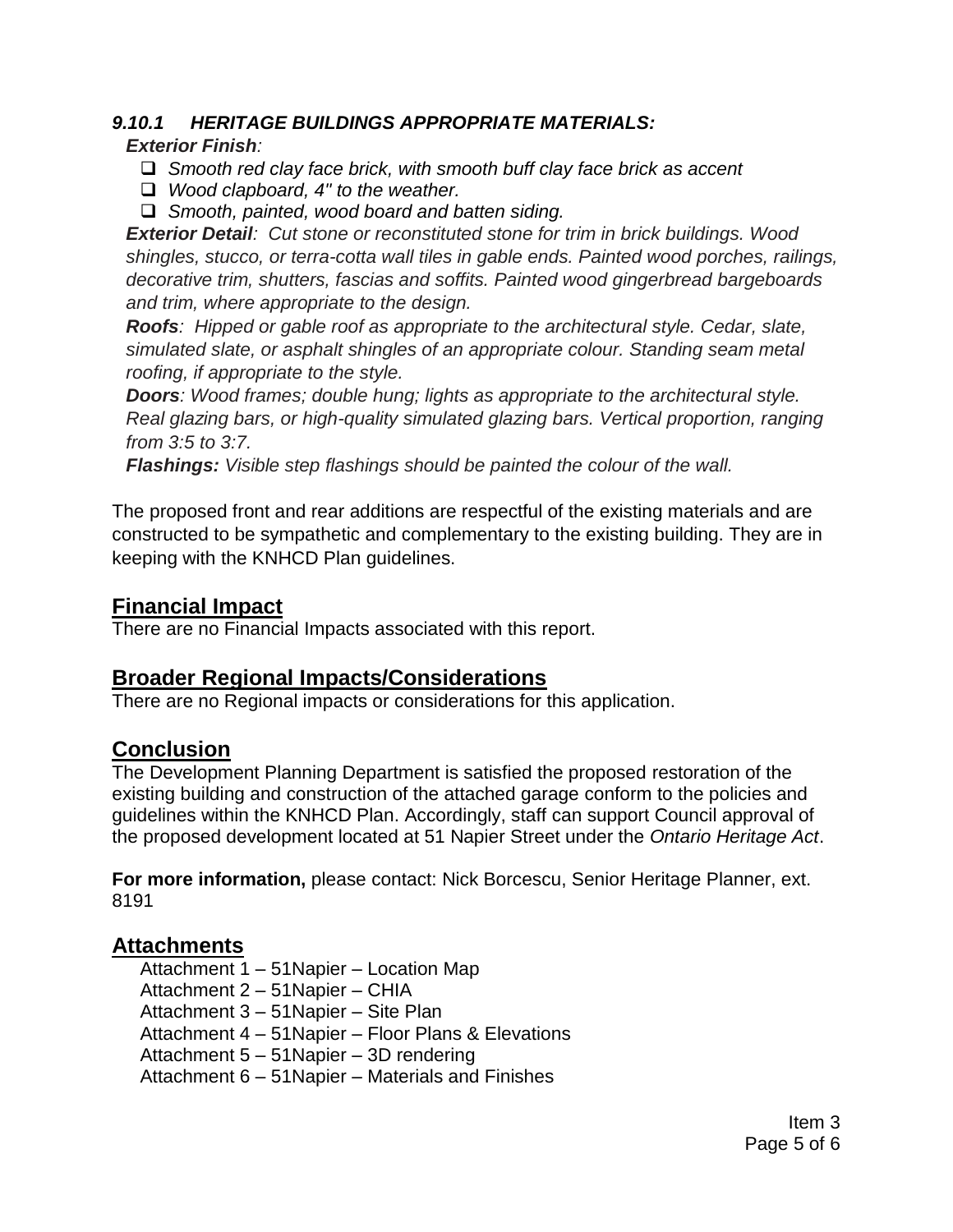### *9.10.1 HERITAGE BUILDINGS APPROPRIATE MATERIALS:*

***Exterior Finish**:*

- *Smooth red clay face brick, with smooth buff clay face brick as accent*
- *Wood clapboard, 4" to the weather.*
- *Smooth, painted, wood board and batten siding.*

***Exterior Detail**: Cut stone or reconstituted stone for trim in brick buildings. Wood shingles, stucco, or terra-cotta wall tiles in gable ends. Painted wood porches, railings, decorative trim, shutters, fascias and soffits. Painted wood gingerbread bargeboards and trim, where appropriate to the design.*

***Roofs**: Hipped or gable roof as appropriate to the architectural style. Cedar, slate, simulated slate, or asphalt shingles of an appropriate colour. Standing seam metal roofing, if appropriate to the style.*

***Doors**: Wood frames; double hung; lights as appropriate to the architectural style. Real glazing bars, or high-quality simulated glazing bars. Vertical proportion, ranging from 3:5 to 3:7.*

***Flashings:** Visible step flashings should be painted the colour of the wall.*

The proposed front and rear additions are respectful of the existing materials and are constructed to be sympathetic and complementary to the existing building. They are in keeping with the KNHCD Plan guidelines.

## Financial Impact

There are no Financial Impacts associated with this report.

## Broader Regional Impacts/Considerations

There are no Regional impacts or considerations for this application.

## Conclusion

The Development Planning Department is satisfied the proposed restoration of the existing building and construction of the attached garage conform to the policies and guidelines within the KNHCD Plan. Accordingly, staff can support Council approval of the proposed development located at 51 Napier Street under the *Ontario Heritage Act*.

**For more information,** please contact: Nick Borcescu, Senior Heritage Planner, ext. 8191

## Attachments

Attachment 1 – 51Napier – Location Map
Attachment 2 – 51Napier – CHIA
Attachment 3 – 51Napier – Site Plan
Attachment 4 – 51Napier – Floor Plans & Elevations
Attachment 5 – 51Napier – 3D rendering
Attachment 6 – 51Napier – Materials and Finishes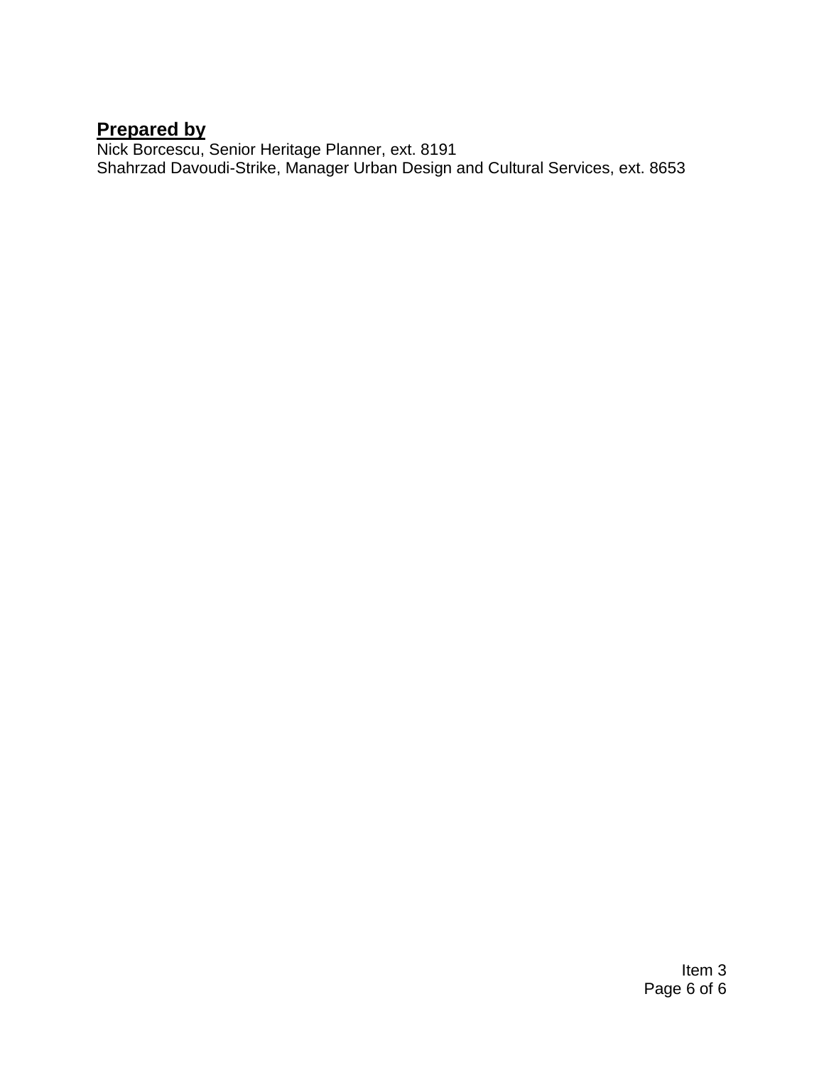**Prepared by**

Nick Borcescu, Senior Heritage Planner, ext. 8191
Shahrzad Davoudi-Strike, Manager Urban Design and Cultural Services, ext. 8653